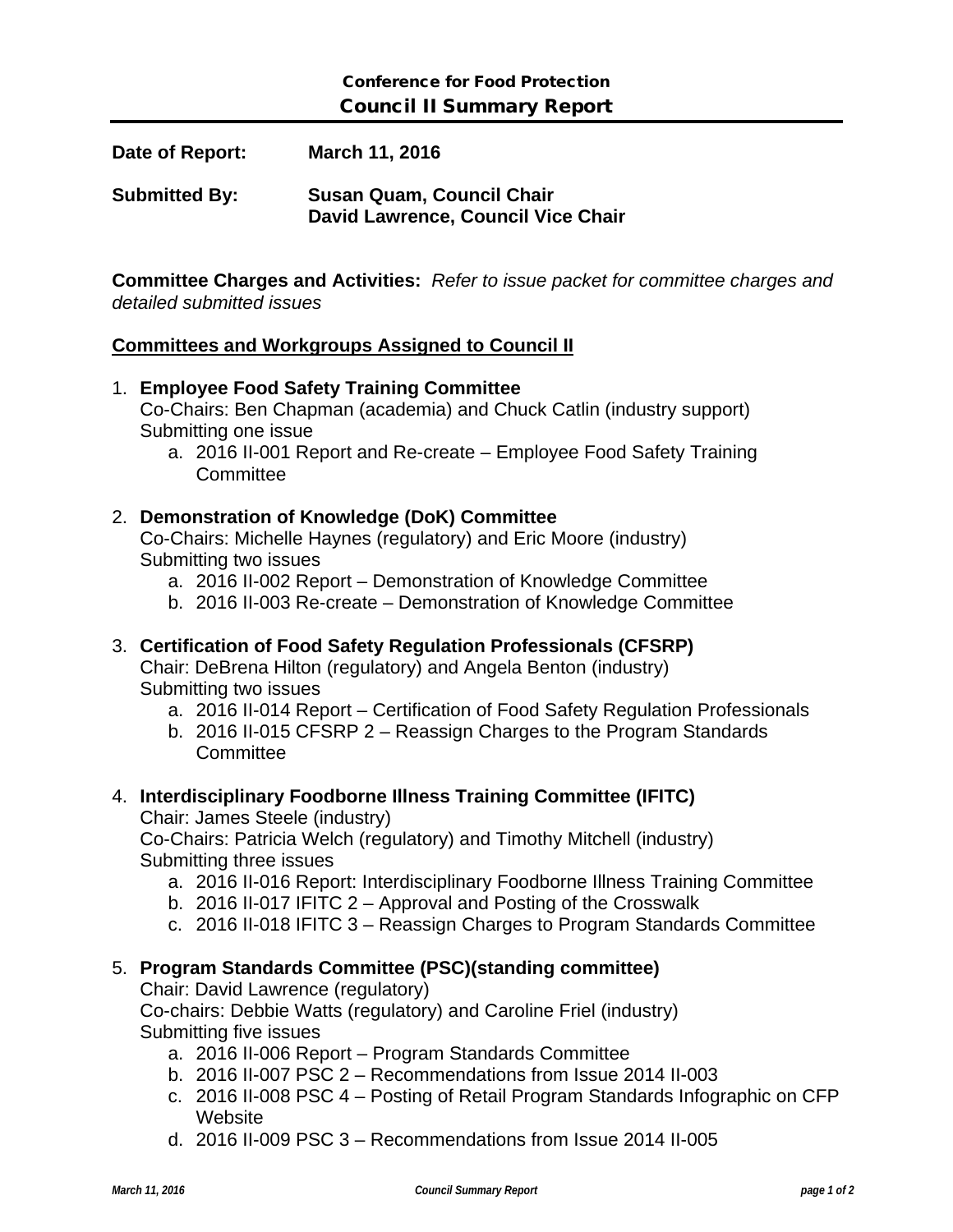# Conference for Food Protection

## Council II Summary Report

**Date of Report:** **March 11, 2016**

**Submitted By:** **Susan Quam, Council Chair**
**David Lawrence, Council Vice Chair**

**Committee Charges and Activities:** *Refer to issue packet for committee charges and detailed submitted issues*

**<u>Committees and Workgroups Assigned to Council II</u>**

1. **Employee Food Safety Training Committee**
   Co-Chairs: Ben Chapman (academia) and Chuck Catlin (industry support)
   Submitting one issue
   a. 2016 II-001 Report and Re-create – Employee Food Safety Training Committee

2. **Demonstration of Knowledge (DoK) Committee**
   Co-Chairs: Michelle Haynes (regulatory) and Eric Moore (industry)
   Submitting two issues
   a. 2016 II-002 Report – Demonstration of Knowledge Committee
   b. 2016 II-003 Re-create – Demonstration of Knowledge Committee

3. **Certification of Food Safety Regulation Professionals (CFSRP)**
   Chair: DeBrena Hilton (regulatory) and Angela Benton (industry)
   Submitting two issues
   a. 2016 II-014 Report – Certification of Food Safety Regulation Professionals
   b. 2016 II-015 CFSRP 2 – Reassign Charges to the Program Standards Committee

4. **Interdisciplinary Foodborne Illness Training Committee (IFITC)**
   Chair: James Steele (industry)
   Co-Chairs: Patricia Welch (regulatory) and Timothy Mitchell (industry)
   Submitting three issues
   a. 2016 II-016 Report: Interdisciplinary Foodborne Illness Training Committee
   b. 2016 II-017 IFITC 2 – Approval and Posting of the Crosswalk
   c. 2016 II-018 IFITC 3 – Reassign Charges to Program Standards Committee

5. **Program Standards Committee (PSC)(standing committee)**
   Chair: David Lawrence (regulatory)
   Co-chairs: Debbie Watts (regulatory) and Caroline Friel (industry)
   Submitting five issues
   a. 2016 II-006 Report – Program Standards Committee
   b. 2016 II-007 PSC 2 – Recommendations from Issue 2014 II-003
   c. 2016 II-008 PSC 4 – Posting of Retail Program Standards Infographic on CFP Website
   d. 2016 II-009 PSC 3 – Recommendations from Issue 2014 II-005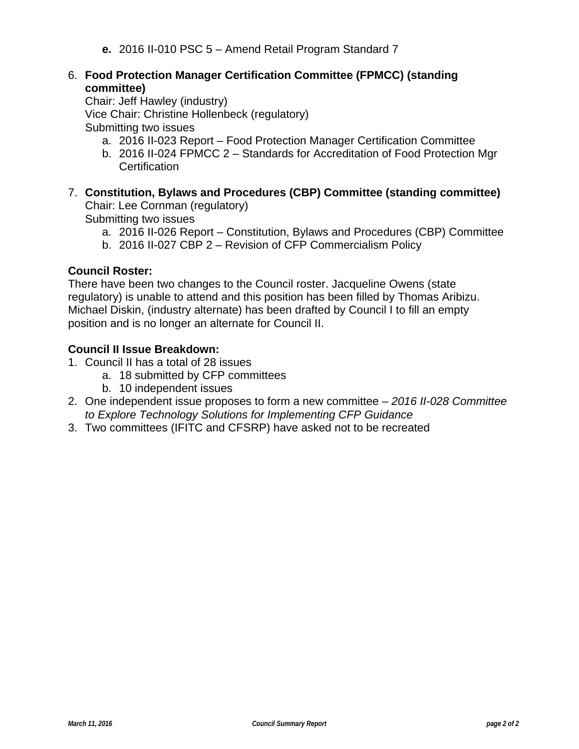**e.** 2016 II-010 PSC 5 – Amend Retail Program Standard 7

6. **Food Protection Manager Certification Committee (FPMCC) (standing committee)**
   Chair: Jeff Hawley (industry)
   Vice Chair: Christine Hollenbeck (regulatory)
   Submitting two issues
   a. 2016 II-023 Report – Food Protection Manager Certification Committee
   b. 2016 II-024 FPMCC 2 – Standards for Accreditation of Food Protection Mgr Certification

7. **Constitution, Bylaws and Procedures (CBP) Committee (standing committee)**
   Chair: Lee Cornman (regulatory)
   Submitting two issues
   a. 2016 II-026 Report – Constitution, Bylaws and Procedures (CBP) Committee
   b. 2016 II-027 CBP 2 – Revision of CFP Commercialism Policy

**Council Roster:**
There have been two changes to the Council roster. Jacqueline Owens (state regulatory) is unable to attend and this position has been filled by Thomas Aribizu. Michael Diskin, (industry alternate) has been drafted by Council I to fill an empty position and is no longer an alternate for Council II.

**Council II Issue Breakdown:**
1. Council II has a total of 28 issues
   a. 18 submitted by CFP committees
   b. 10 independent issues
2. One independent issue proposes to form a new committee – *2016 II-028 Committee to Explore Technology Solutions for Implementing CFP Guidance*
3. Two committees (IFITC and CFSRP) have asked not to be recreated